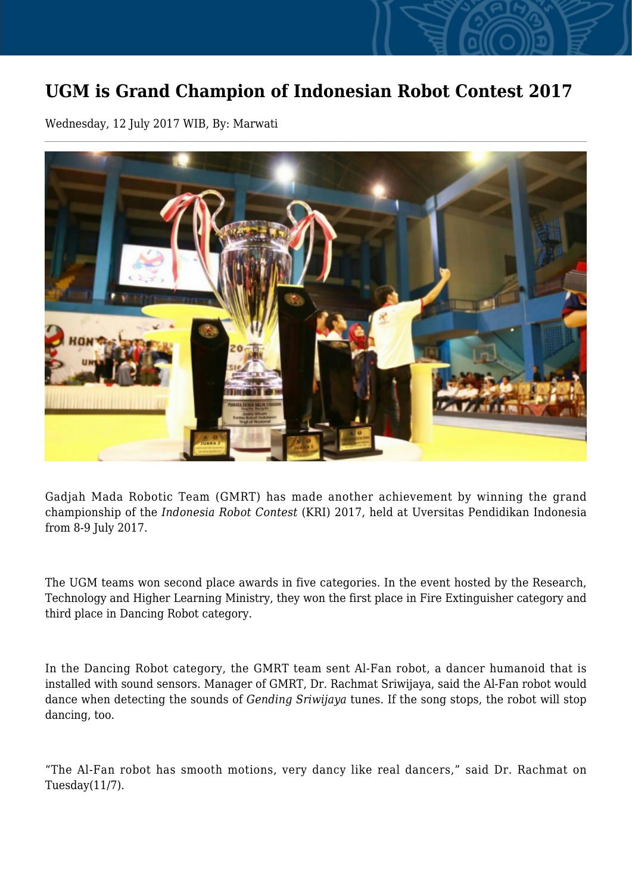# UGM is Grand Champion of Indonesian Robot Contest 2017

Wednesday, 12 July 2017 WIB, By: Marwati

Gadjah Mada Robotic Team (GMRT) has made another achievement by winning the grand championship of the *Indonesia Robot Contest* (KRI) 2017, held at Uversitas Pendidikan Indonesia from 8-9 July 2017.

The UGM teams won second place awards in five categories. In the event hosted by the Research, Technology and Higher Learning Ministry, they won the first place in Fire Extinguisher category and third place in Dancing Robot category.

In the Dancing Robot category, the GMRT team sent Al-Fan robot, a dancer humanoid that is installed with sound sensors. Manager of GMRT, Dr. Rachmat Sriwijaya, said the Al-Fan robot would dance when detecting the sounds of *Gending Sriwijaya* tunes. If the song stops, the robot will stop dancing, too.

"The Al-Fan robot has smooth motions, very dancy like real dancers," said Dr. Rachmat on Tuesday(11/7).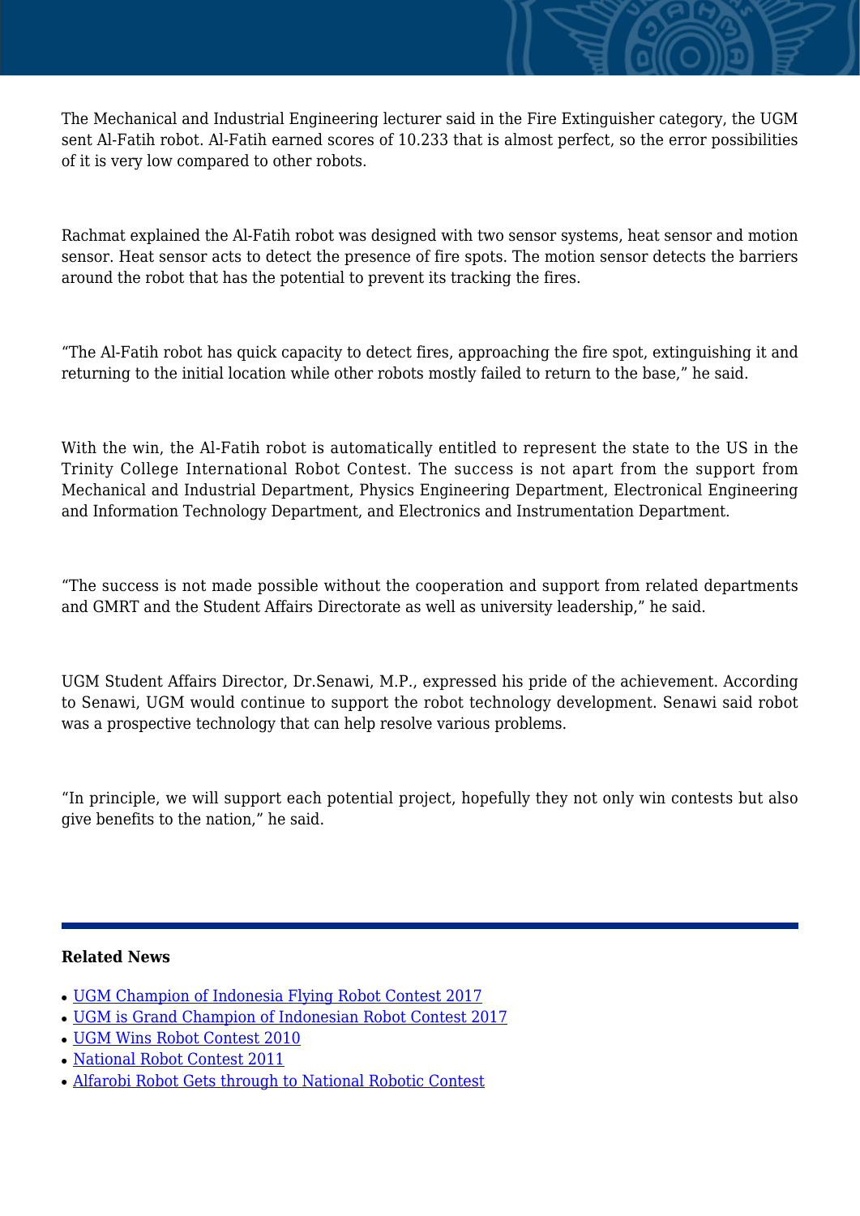The Mechanical and Industrial Engineering lecturer said in the Fire Extinguisher category, the UGM sent Al-Fatih robot. Al-Fatih earned scores of 10.233 that is almost perfect, so the error possibilities of it is very low compared to other robots.

Rachmat explained the Al-Fatih robot was designed with two sensor systems, heat sensor and motion sensor. Heat sensor acts to detect the presence of fire spots. The motion sensor detects the barriers around the robot that has the potential to prevent its tracking the fires.

“The Al-Fatih robot has quick capacity to detect fires, approaching the fire spot, extinguishing it and returning to the initial location while other robots mostly failed to return to the base,” he said.

With the win, the Al-Fatih robot is automatically entitled to represent the state to the US in the Trinity College International Robot Contest. The success is not apart from the support from Mechanical and Industrial Department, Physics Engineering Department, Electronical Engineering and Information Technology Department, and Electronics and Instrumentation Department.

“The success is not made possible without the cooperation and support from related departments and GMRT and the Student Affairs Directorate as well as university leadership,” he said.

UGM Student Affairs Director, Dr.Senawi, M.P., expressed his pride of the achievement. According to Senawi, UGM would continue to support the robot technology development. Senawi said robot was a prospective technology that can help resolve various problems.

“In principle, we will support each potential project, hopefully they not only win contests but also give benefits to the nation,” he said.

---

**Related News**

- UGM Champion of Indonesia Flying Robot Contest 2017
- UGM is Grand Champion of Indonesian Robot Contest 2017
- UGM Wins Robot Contest 2010
- National Robot Contest 2011
- Alfarobi Robot Gets through to National Robotic Contest